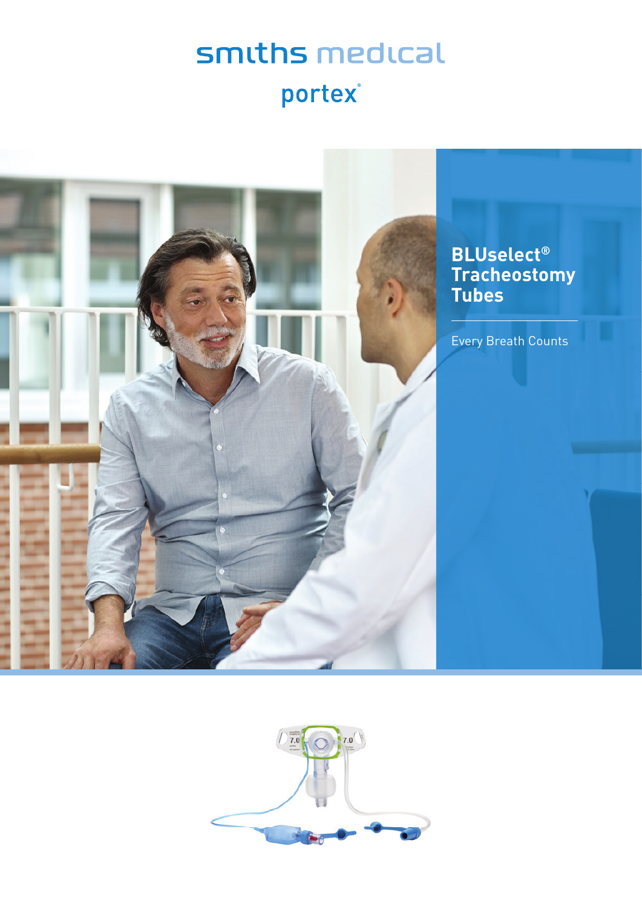smiths medical

portex®

# BLUselect® Tracheostomy Tubes

Every Breath Counts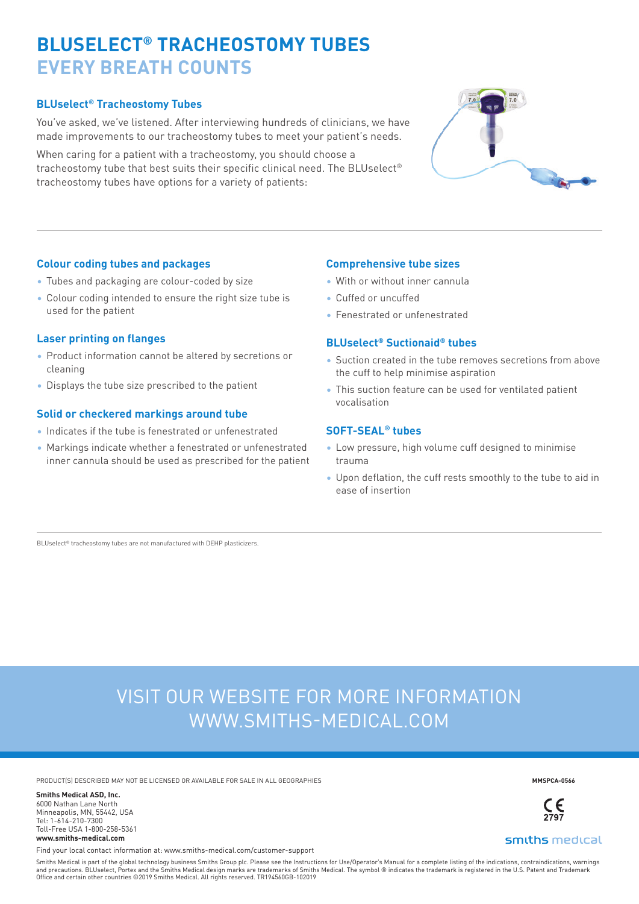# BLUSELECT® TRACHEOSTOMY TUBES
## EVERY BREATH COUNTS

### BLUselect® Tracheostomy Tubes

You've asked, we've listened. After interviewing hundreds of clinicians, we have made improvements to our tracheostomy tubes to meet your patient's needs.

When caring for a patient with a tracheostomy, you should choose a tracheostomy tube that best suits their specific clinical need. The BLUselect® tracheostomy tubes have options for a variety of patients:

### Colour coding tubes and packages

- Tubes and packaging are colour-coded by size
- Colour coding intended to ensure the right size tube is used for the patient

### Laser printing on flanges

- Product information cannot be altered by secretions or cleaning
- Displays the tube size prescribed to the patient

### Solid or checkered markings around tube

- Indicates if the tube is fenestrated or unfenestrated
- Markings indicate whether a fenestrated or unfenestrated inner cannula should be used as prescribed for the patient

### Comprehensive tube sizes

- With or without inner cannula
- Cuffed or uncuffed
- Fenestrated or unfenestrated

### BLUselect® Suctionaid® tubes

- Suction created in the tube removes secretions from above the cuff to help minimise aspiration
- This suction feature can be used for ventilated patient vocalisation

### SOFT-SEAL® tubes

- Low pressure, high volume cuff designed to minimise trauma
- Upon deflation, the cuff rests smoothly to the tube to aid in ease of insertion

BLUselect® tracheostomy tubes are not manufactured with DEHP plasticizers.

VISIT OUR WEBSITE FOR MORE INFORMATION
WWW.SMITHS-MEDICAL.COM

PRODUCT(S) DESCRIBED MAY NOT BE LICENSED OR AVAILABLE FOR SALE IN ALL GEOGRAPHIES

MMSPCA-0566

**Smiths Medical ASD, Inc.**
6000 Nathan Lane North
Minneapolis, MN, 55442, USA
Tel: 1-614-210-7300
Toll-Free USA 1-800-258-5361
**www.smiths-medical.com**

CE 2797

smiths medical

Find your local contact information at: www.smiths-medical.com/customer-support

Smiths Medical is part of the global technology business Smiths Group plc. Please see the Instructions for Use/Operator's Manual for a complete listing of the indications, contraindications, warnings and precautions. BLUselect, Portex and the Smiths Medical design marks are trademarks of Smiths Medical. The symbol ® indicates the trademark is registered in the U.S. Patent and Trademark Office and certain other countries ©2019 Smiths Medical. All rights reserved. TR194560GB-102019